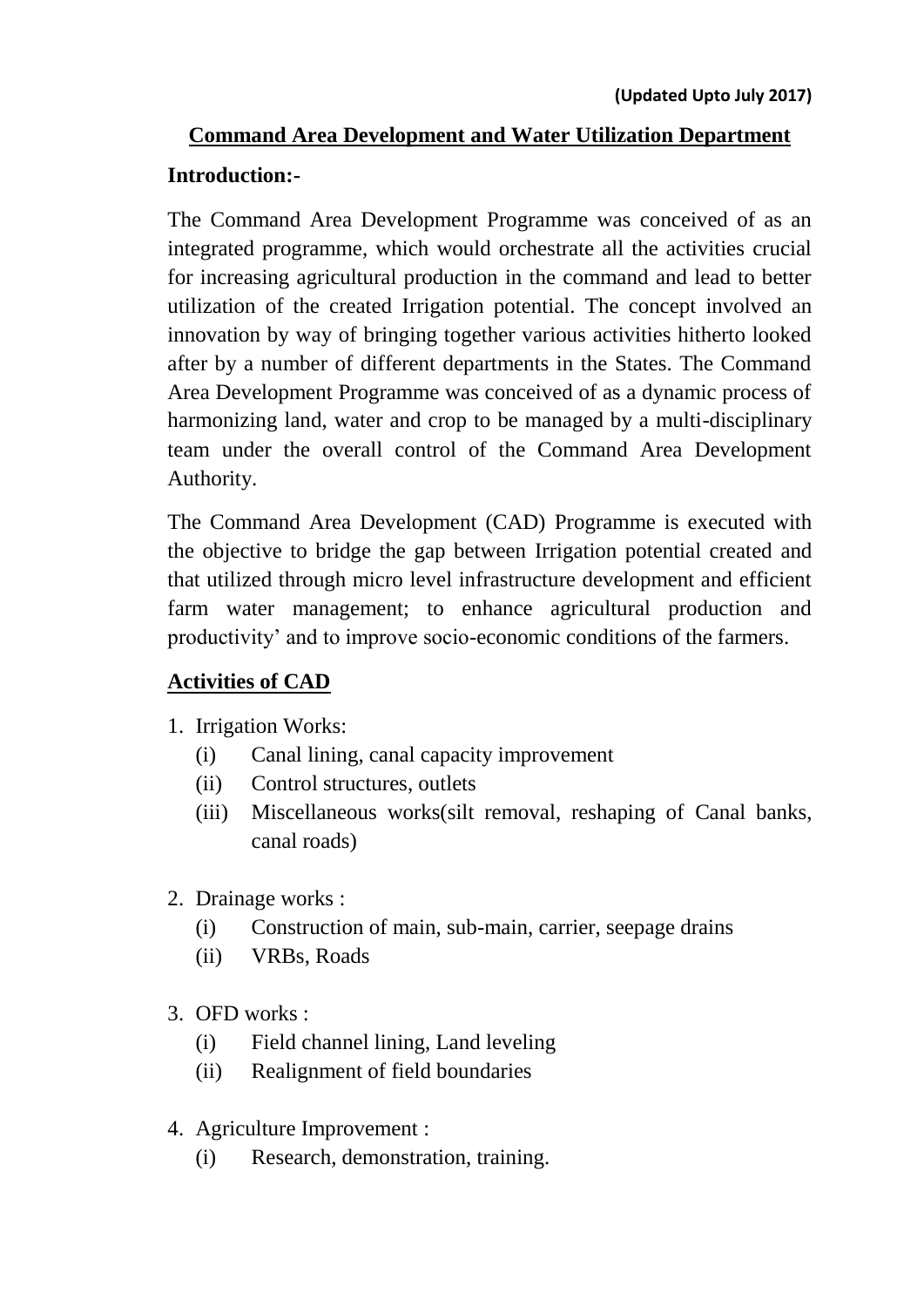**(Updated Upto July 2017)**

# Command Area Development and Water Utilization Department

## Introduction:-

The Command Area Development Programme was conceived of as an integrated programme, which would orchestrate all the activities crucial for increasing agricultural production in the command and lead to better utilization of the created Irrigation potential. The concept involved an innovation by way of bringing together various activities hitherto looked after by a number of different departments in the States. The Command Area Development Programme was conceived of as a dynamic process of harmonizing land, water and crop to be managed by a multi-disciplinary team under the overall control of the Command Area Development Authority.

The Command Area Development (CAD) Programme is executed with the objective to bridge the gap between Irrigation potential created and that utilized through micro level infrastructure development and efficient farm water management; to enhance agricultural production and productivity' and to improve socio-economic conditions of the farmers.

## Activities of CAD

1. Irrigation Works:
   (i) Canal lining, canal capacity improvement
   (ii) Control structures, outlets
   (iii) Miscellaneous works(silt removal, reshaping of Canal banks, canal roads)

2. Drainage works :
   (i) Construction of main, sub-main, carrier, seepage drains
   (ii) VRBs, Roads

3. OFD works :
   (i) Field channel lining, Land leveling
   (ii) Realignment of field boundaries

4. Agriculture Improvement :
   (i) Research, demonstration, training.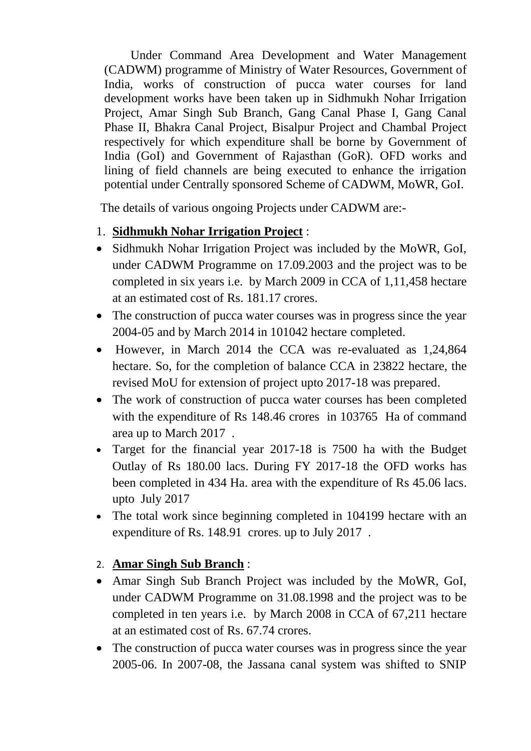Under Command Area Development and Water Management (CADWM) programme of Ministry of Water Resources, Government of India, works of construction of pucca water courses for land development works have been taken up in Sidhmukh Nohar Irrigation Project, Amar Singh Sub Branch, Gang Canal Phase I, Gang Canal Phase II, Bhakra Canal Project, Bisalpur Project and Chambal Project respectively for which expenditure shall be borne by Government of India (GoI) and Government of Rajasthan (GoR). OFD works and lining of field channels are being executed to enhance the irrigation potential under Centrally sponsored Scheme of CADWM, MoWR, GoI.

The details of various ongoing Projects under CADWM are:-

1. **Sidhmukh Nohar Irrigation Project** :

- Sidhmukh Nohar Irrigation Project was included by the MoWR, GoI, under CADWM Programme on 17.09.2003 and the project was to be completed in six years i.e. by March 2009 in CCA of 1,11,458 hectare at an estimated cost of Rs. 181.17 crores.
- The construction of pucca water courses was in progress since the year 2004-05 and by March 2014 in 101042 hectare completed.
- However, in March 2014 the CCA was re-evaluated as 1,24,864 hectare. So, for the completion of balance CCA in 23822 hectare, the revised MoU for extension of project upto 2017-18 was prepared.
- The work of construction of pucca water courses has been completed with the expenditure of Rs 148.46 crores in 103765 Ha of command area up to March 2017 .
- Target for the financial year 2017-18 is 7500 ha with the Budget Outlay of Rs 180.00 lacs. During FY 2017-18 the OFD works has been completed in 434 Ha. area with the expenditure of Rs 45.06 lacs. upto July 2017
- The total work since beginning completed in 104199 hectare with an expenditure of Rs. 148.91 crores. up to July 2017 .

2. **Amar Singh Sub Branch** :

- Amar Singh Sub Branch Project was included by the MoWR, GoI, under CADWM Programme on 31.08.1998 and the project was to be completed in ten years i.e. by March 2008 in CCA of 67,211 hectare at an estimated cost of Rs. 67.74 crores.
- The construction of pucca water courses was in progress since the year 2005-06. In 2007-08, the Jassana canal system was shifted to SNIP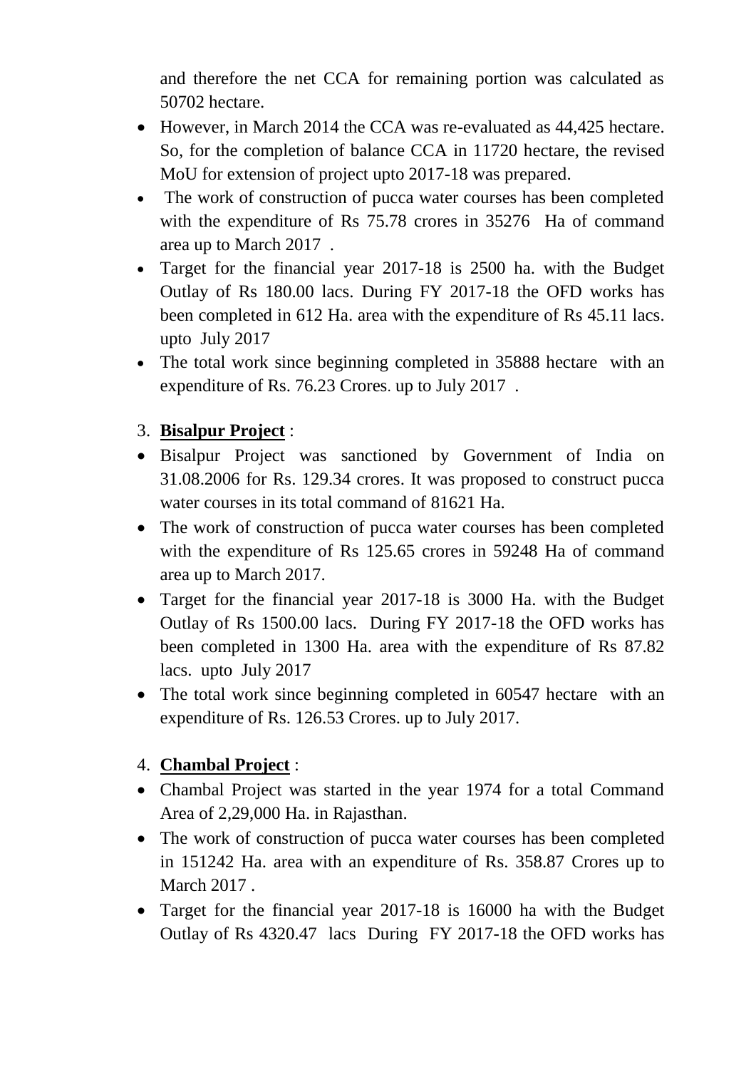and therefore the net CCA for remaining portion was calculated as 50702 hectare.

- However, in March 2014 the CCA was re-evaluated as 44,425 hectare. So, for the completion of balance CCA in 11720 hectare, the revised MoU for extension of project upto 2017-18 was prepared.
- The work of construction of pucca water courses has been completed with the expenditure of Rs 75.78 crores in 35276 Ha of command area up to March 2017 .
- Target for the financial year 2017-18 is 2500 ha. with the Budget Outlay of Rs 180.00 lacs. During FY 2017-18 the OFD works has been completed in 612 Ha. area with the expenditure of Rs 45.11 lacs. upto July 2017
- The total work since beginning completed in 35888 hectare with an expenditure of Rs. 76.23 Crores. up to July 2017 .

3. **Bisalpur Project** :

- Bisalpur Project was sanctioned by Government of India on 31.08.2006 for Rs. 129.34 crores. It was proposed to construct pucca water courses in its total command of 81621 Ha.
- The work of construction of pucca water courses has been completed with the expenditure of Rs 125.65 crores in 59248 Ha of command area up to March 2017.
- Target for the financial year 2017-18 is 3000 Ha. with the Budget Outlay of Rs 1500.00 lacs. During FY 2017-18 the OFD works has been completed in 1300 Ha. area with the expenditure of Rs 87.82 lacs. upto July 2017
- The total work since beginning completed in 60547 hectare with an expenditure of Rs. 126.53 Crores. up to July 2017.

4. **Chambal Project** :

- Chambal Project was started in the year 1974 for a total Command Area of 2,29,000 Ha. in Rajasthan.
- The work of construction of pucca water courses has been completed in 151242 Ha. area with an expenditure of Rs. 358.87 Crores up to March 2017 .
- Target for the financial year 2017-18 is 16000 ha with the Budget Outlay of Rs 4320.47 lacs During FY 2017-18 the OFD works has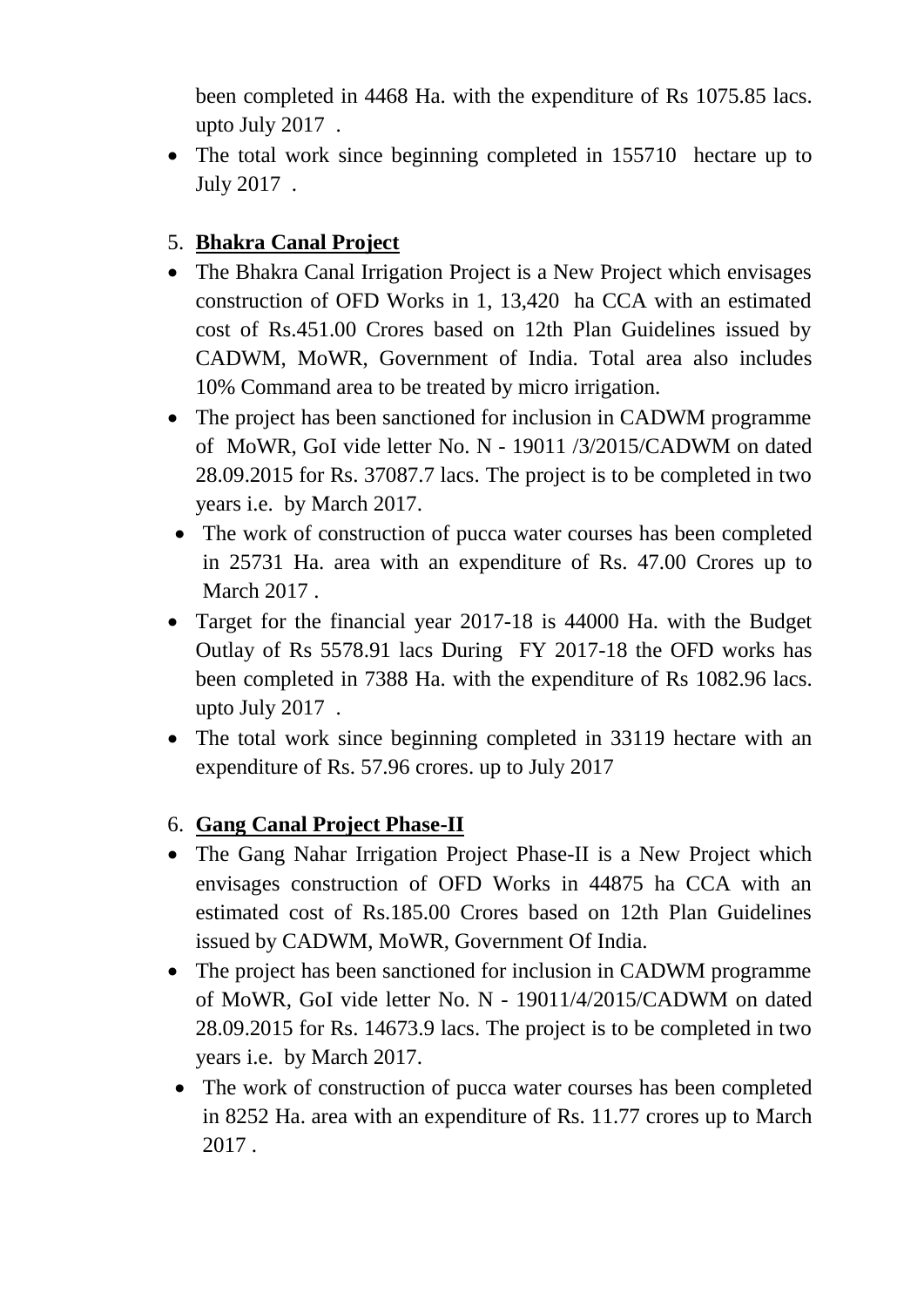been completed in 4468 Ha. with the expenditure of Rs 1075.85 lacs. upto July 2017 .

- The total work since beginning completed in 155710 hectare up to July 2017 .

5. **Bhakra Canal Project**

- The Bhakra Canal Irrigation Project is a New Project which envisages construction of OFD Works in 1, 13,420 ha CCA with an estimated cost of Rs.451.00 Crores based on 12th Plan Guidelines issued by CADWM, MoWR, Government of India. Total area also includes 10% Command area to be treated by micro irrigation.
- The project has been sanctioned for inclusion in CADWM programme of MoWR, GoI vide letter No. N - 19011 /3/2015/CADWM on dated 28.09.2015 for Rs. 37087.7 lacs. The project is to be completed in two years i.e. by March 2017.
- The work of construction of pucca water courses has been completed in 25731 Ha. area with an expenditure of Rs. 47.00 Crores up to March 2017 .
- Target for the financial year 2017-18 is 44000 Ha. with the Budget Outlay of Rs 5578.91 lacs During FY 2017-18 the OFD works has been completed in 7388 Ha. with the expenditure of Rs 1082.96 lacs. upto July 2017 .
- The total work since beginning completed in 33119 hectare with an expenditure of Rs. 57.96 crores. up to July 2017

6. **Gang Canal Project Phase-II**

- The Gang Nahar Irrigation Project Phase-II is a New Project which envisages construction of OFD Works in 44875 ha CCA with an estimated cost of Rs.185.00 Crores based on 12th Plan Guidelines issued by CADWM, MoWR, Government Of India.
- The project has been sanctioned for inclusion in CADWM programme of MoWR, GoI vide letter No. N - 19011/4/2015/CADWM on dated 28.09.2015 for Rs. 14673.9 lacs. The project is to be completed in two years i.e. by March 2017.
- The work of construction of pucca water courses has been completed in 8252 Ha. area with an expenditure of Rs. 11.77 crores up to March 2017 .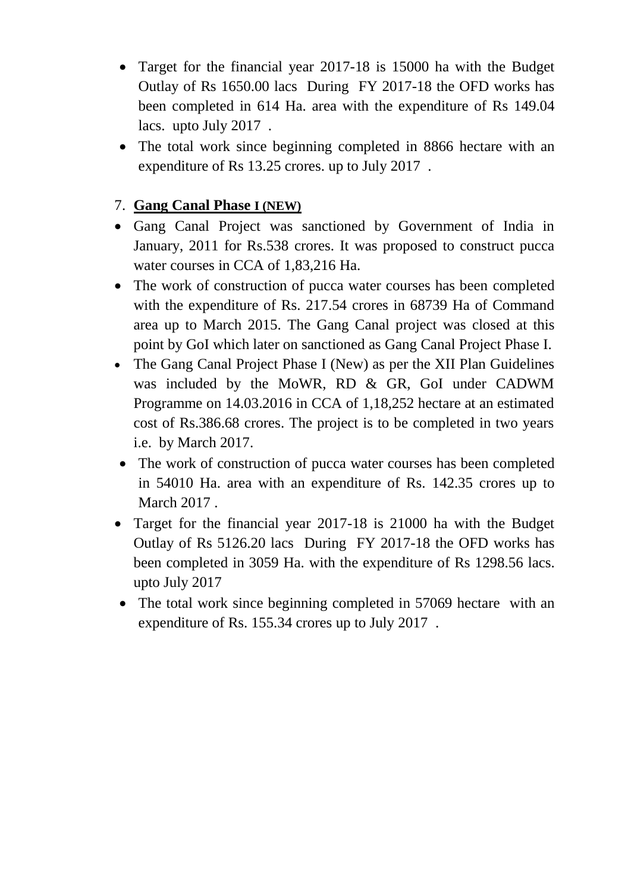- Target for the financial year 2017-18 is 15000 ha with the Budget Outlay of Rs 1650.00 lacs During FY 2017-18 the OFD works has been completed in 614 Ha. area with the expenditure of Rs 149.04 lacs. upto July 2017 .
- The total work since beginning completed in 8866 hectare with an expenditure of Rs 13.25 crores. up to July 2017 .

7. **Gang Canal Phase I (NEW)**

- Gang Canal Project was sanctioned by Government of India in January, 2011 for Rs.538 crores. It was proposed to construct pucca water courses in CCA of 1,83,216 Ha.
- The work of construction of pucca water courses has been completed with the expenditure of Rs. 217.54 crores in 68739 Ha of Command area up to March 2015. The Gang Canal project was closed at this point by GoI which later on sanctioned as Gang Canal Project Phase I.
- The Gang Canal Project Phase I (New) as per the XII Plan Guidelines was included by the MoWR, RD & GR, GoI under CADWM Programme on 14.03.2016 in CCA of 1,18,252 hectare at an estimated cost of Rs.386.68 crores. The project is to be completed in two years i.e. by March 2017.
- The work of construction of pucca water courses has been completed in 54010 Ha. area with an expenditure of Rs. 142.35 crores up to March 2017 .
- Target for the financial year 2017-18 is 21000 ha with the Budget Outlay of Rs 5126.20 lacs During FY 2017-18 the OFD works has been completed in 3059 Ha. with the expenditure of Rs 1298.56 lacs. upto July 2017
- The total work since beginning completed in 57069 hectare with an expenditure of Rs. 155.34 crores up to July 2017 .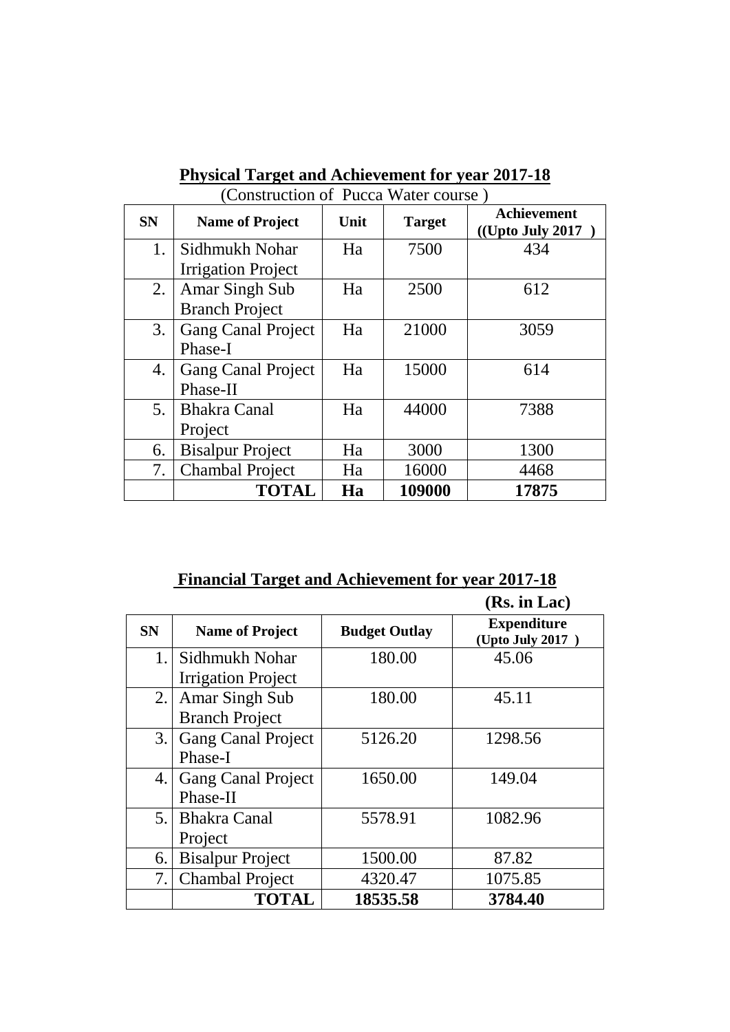**Physical Target and Achievement for year 2017-18**

(Construction of Pucca Water course )

| SN | Name of Project | Unit | Target | Achievement ((Upto July 2017 ) |
|---|---|---|---|---|
| 1. | Sidhmukh Nohar Irrigation Project | Ha | 7500 | 434 |
| 2. | Amar Singh Sub Branch Project | Ha | 2500 | 612 |
| 3. | Gang Canal Project Phase-I | Ha | 21000 | 3059 |
| 4. | Gang Canal Project Phase-II | Ha | 15000 | 614 |
| 5. | Bhakra Canal Project | Ha | 44000 | 7388 |
| 6. | Bisalpur Project | Ha | 3000 | 1300 |
| 7. | Chambal Project | Ha | 16000 | 4468 |
| | **TOTAL** | **Ha** | **109000** | **17875** |

**Financial Target and Achievement for year 2017-18**

**(Rs. in Lac)**

| SN | Name of Project | Budget Outlay | Expenditure (Upto July 2017 ) |
|---|---|---|---|
| 1. | Sidhmukh Nohar Irrigation Project | 180.00 | 45.06 |
| 2. | Amar Singh Sub Branch Project | 180.00 | 45.11 |
| 3. | Gang Canal Project Phase-I | 5126.20 | 1298.56 |
| 4. | Gang Canal Project Phase-II | 1650.00 | 149.04 |
| 5. | Bhakra Canal Project | 5578.91 | 1082.96 |
| 6. | Bisalpur Project | 1500.00 | 87.82 |
| 7. | Chambal Project | 4320.47 | 1075.85 |
| | **TOTAL** | **18535.58** | **3784.40** |